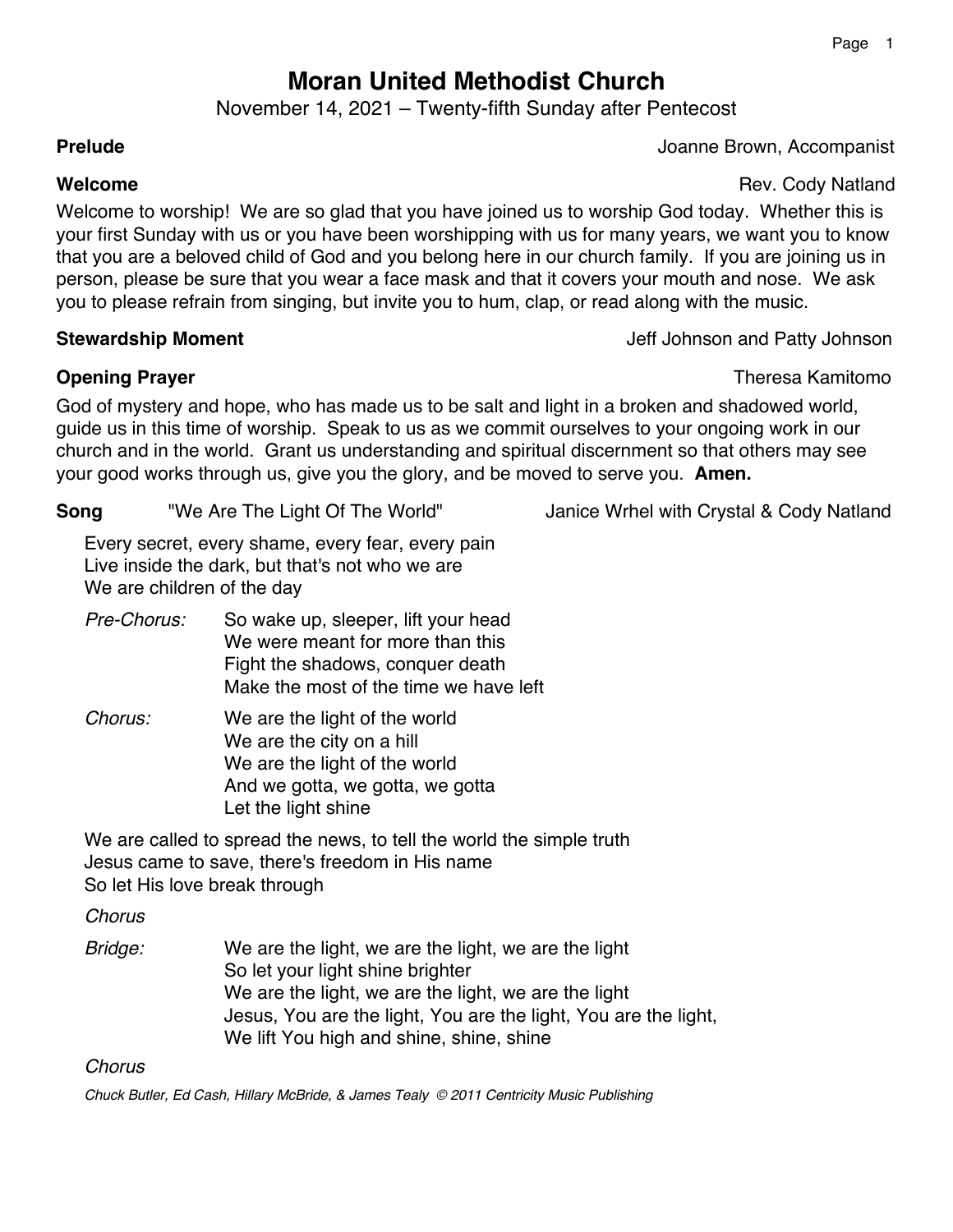# Moran United Methodist Church

November 14, 2021 – Twenty-fifth Sunday after Pentecost

**Prelude** — Joanne Brown, Accompanist

**Welcome** — Rev. Cody Natland

Welcome to worship! We are so glad that you have joined us to worship God today. Whether this is your first Sunday with us or you have been worshipping with us for many years, we want you to know that you are a beloved child of God and you belong here in our church family. If you are joining us in person, please be sure that you wear a face mask and that it covers your mouth and nose. We ask you to please refrain from singing, but invite you to hum, clap, or read along with the music.

**Stewardship Moment** — Jeff Johnson and Patty Johnson

**Opening Prayer** — Theresa Kamitomo

God of mystery and hope, who has made us to be salt and light in a broken and shadowed world, guide us in this time of worship. Speak to us as we commit ourselves to your ongoing work in our church and in the world. Grant us understanding and spiritual discernment so that others may see your good works through us, give you the glory, and be moved to serve you. **Amen.**

**Song** "We Are The Light Of The World" — Janice Wrhel with Crystal & Cody Natland

Every secret, every shame, every fear, every pain
Live inside the dark, but that's not who we are
We are children of the day

*Pre-Chorus:*
So wake up, sleeper, lift your head
We were meant for more than this
Fight the shadows, conquer death
Make the most of the time we have left

*Chorus:*
We are the light of the world
We are the city on a hill
We are the light of the world
And we gotta, we gotta, we gotta
Let the light shine

We are called to spread the news, to tell the world the simple truth
Jesus came to save, there's freedom in His name
So let His love break through

*Chorus*

*Bridge:*
We are the light, we are the light, we are the light
So let your light shine brighter
We are the light, we are the light, we are the light
Jesus, You are the light, You are the light, You are the light,
We lift You high and shine, shine, shine

*Chorus*

*Chuck Butler, Ed Cash, Hillary McBride, & James Tealy © 2011 Centricity Music Publishing*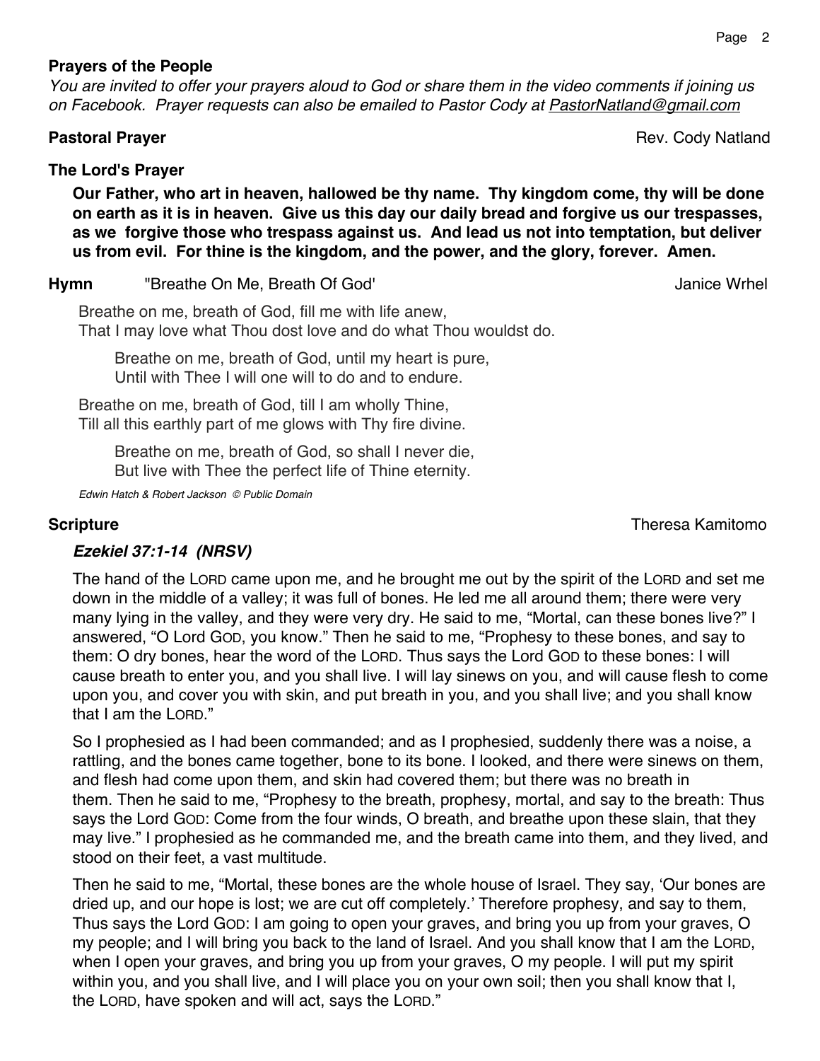**Prayers of the People**

*You are invited to offer your prayers aloud to God or share them in the video comments if joining us on Facebook. Prayer requests can also be emailed to Pastor Cody at PastorNatland@gmail.com*

**Pastoral Prayer** Rev. Cody Natland

**The Lord's Prayer**

**Our Father, who art in heaven, hallowed be thy name. Thy kingdom come, thy will be done on earth as it is in heaven. Give us this day our daily bread and forgive us our trespasses, as we forgive those who trespass against us. And lead us not into temptation, but deliver us from evil. For thine is the kingdom, and the power, and the glory, forever. Amen.**

**Hymn** "Breathe On Me, Breath Of God' Janice Wrhel

Breathe on me, breath of God, fill me with life anew,
That I may love what Thou dost love and do what Thou wouldst do.

Breathe on me, breath of God, until my heart is pure,
Until with Thee I will one will to do and to endure.

Breathe on me, breath of God, till I am wholly Thine,
Till all this earthly part of me glows with Thy fire divine.

Breathe on me, breath of God, so shall I never die,
But live with Thee the perfect life of Thine eternity.

*Edwin Hatch & Robert Jackson © Public Domain*

**Scripture** Theresa Kamitomo

***Ezekiel 37:1-14 (NRSV)***

The hand of the LORD came upon me, and he brought me out by the spirit of the LORD and set me down in the middle of a valley; it was full of bones. He led me all around them; there were very many lying in the valley, and they were very dry. He said to me, "Mortal, can these bones live?" I answered, "O Lord GOD, you know." Then he said to me, "Prophesy to these bones, and say to them: O dry bones, hear the word of the LORD. Thus says the Lord GOD to these bones: I will cause breath to enter you, and you shall live. I will lay sinews on you, and will cause flesh to come upon you, and cover you with skin, and put breath in you, and you shall live; and you shall know that I am the LORD."

So I prophesied as I had been commanded; and as I prophesied, suddenly there was a noise, a rattling, and the bones came together, bone to its bone. I looked, and there were sinews on them, and flesh had come upon them, and skin had covered them; but there was no breath in them. Then he said to me, "Prophesy to the breath, prophesy, mortal, and say to the breath: Thus says the Lord GOD: Come from the four winds, O breath, and breathe upon these slain, that they may live." I prophesied as he commanded me, and the breath came into them, and they lived, and stood on their feet, a vast multitude.

Then he said to me, "Mortal, these bones are the whole house of Israel. They say, 'Our bones are dried up, and our hope is lost; we are cut off completely.' Therefore prophesy, and say to them, Thus says the Lord GOD: I am going to open your graves, and bring you up from your graves, O my people; and I will bring you back to the land of Israel. And you shall know that I am the LORD, when I open your graves, and bring you up from your graves, O my people. I will put my spirit within you, and you shall live, and I will place you on your own soil; then you shall know that I, the LORD, have spoken and will act, says the LORD."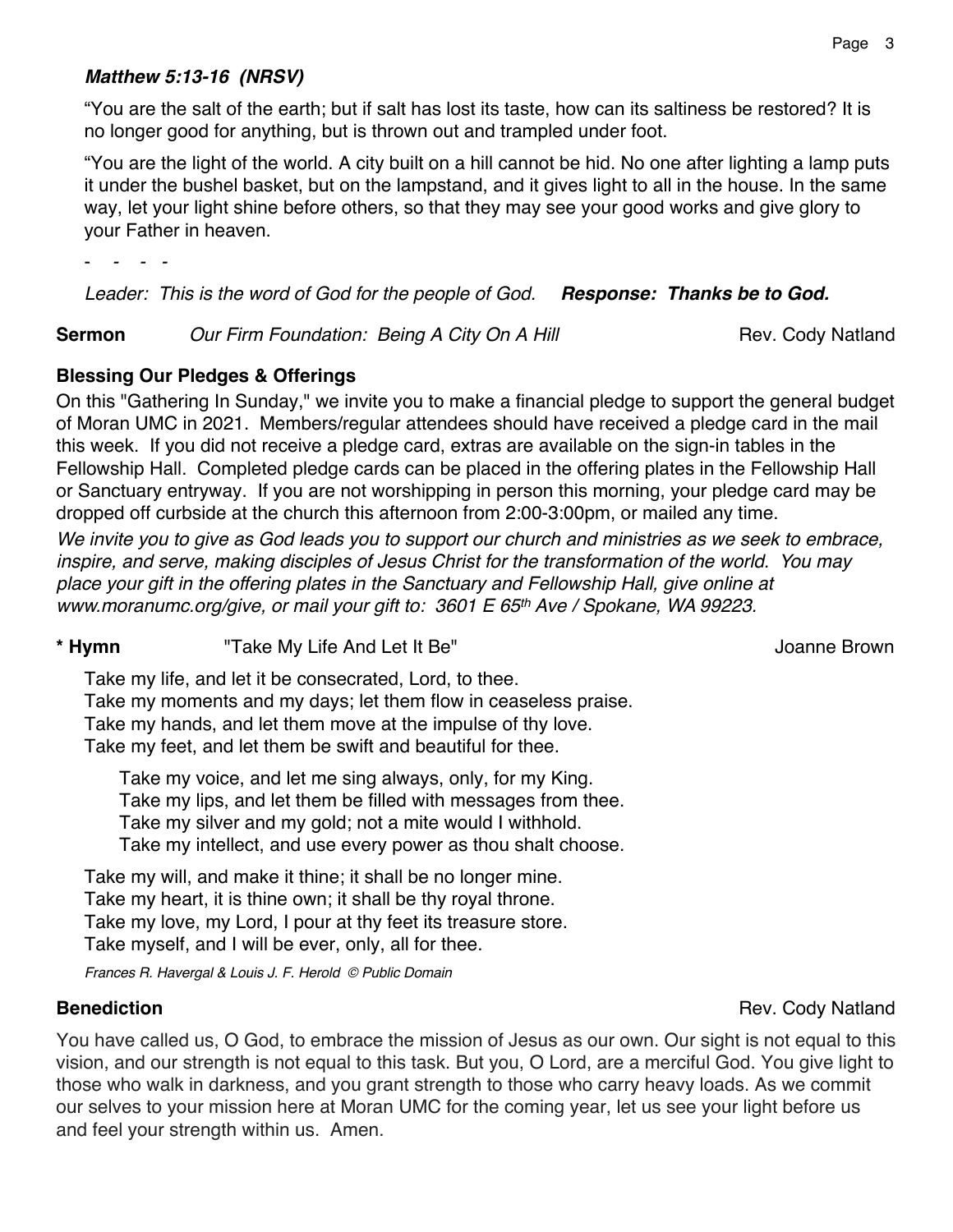***Matthew 5:13-16 (NRSV)***

"You are the salt of the earth; but if salt has lost its taste, how can its saltiness be restored? It is no longer good for anything, but is thrown out and trampled under foot.

"You are the light of the world. A city built on a hill cannot be hid. No one after lighting a lamp puts it under the bushel basket, but on the lampstand, and it gives light to all in the house. In the same way, let your light shine before others, so that they may see your good works and give glory to your Father in heaven.

\- - - -

*Leader: This is the word of God for the people of God.* ***Response: Thanks be to God.***

**Sermon** *Our Firm Foundation: Being A City On A Hill* Rev. Cody Natland

**Blessing Our Pledges & Offerings**

On this "Gathering In Sunday," we invite you to make a financial pledge to support the general budget of Moran UMC in 2021. Members/regular attendees should have received a pledge card in the mail this week. If you did not receive a pledge card, extras are available on the sign-in tables in the Fellowship Hall. Completed pledge cards can be placed in the offering plates in the Fellowship Hall or Sanctuary entryway. If you are not worshipping in person this morning, your pledge card may be dropped off curbside at the church this afternoon from 2:00-3:00pm, or mailed any time.

*We invite you to give as God leads you to support our church and ministries as we seek to embrace, inspire, and serve, making disciples of Jesus Christ for the transformation of the world. You may place your gift in the offering plates in the Sanctuary and Fellowship Hall, give online at www.moranumc.org/give, or mail your gift to: 3601 E 65th Ave / Spokane, WA 99223.*

**\* Hymn** "Take My Life And Let It Be" Joanne Brown

Take my life, and let it be consecrated, Lord, to thee.
Take my moments and my days; let them flow in ceaseless praise.
Take my hands, and let them move at the impulse of thy love.
Take my feet, and let them be swift and beautiful for thee.

Take my voice, and let me sing always, only, for my King.
Take my lips, and let them be filled with messages from thee.
Take my silver and my gold; not a mite would I withhold.
Take my intellect, and use every power as thou shalt choose.

Take my will, and make it thine; it shall be no longer mine.
Take my heart, it is thine own; it shall be thy royal throne.
Take my love, my Lord, I pour at thy feet its treasure store.
Take myself, and I will be ever, only, all for thee.

*Frances R. Havergal & Louis J. F. Herold © Public Domain*

**Benediction** Rev. Cody Natland

You have called us, O God, to embrace the mission of Jesus as our own. Our sight is not equal to this vision, and our strength is not equal to this task. But you, O Lord, are a merciful God. You give light to those who walk in darkness, and you grant strength to those who carry heavy loads. As we commit our selves to your mission here at Moran UMC for the coming year, let us see your light before us and feel your strength within us. Amen.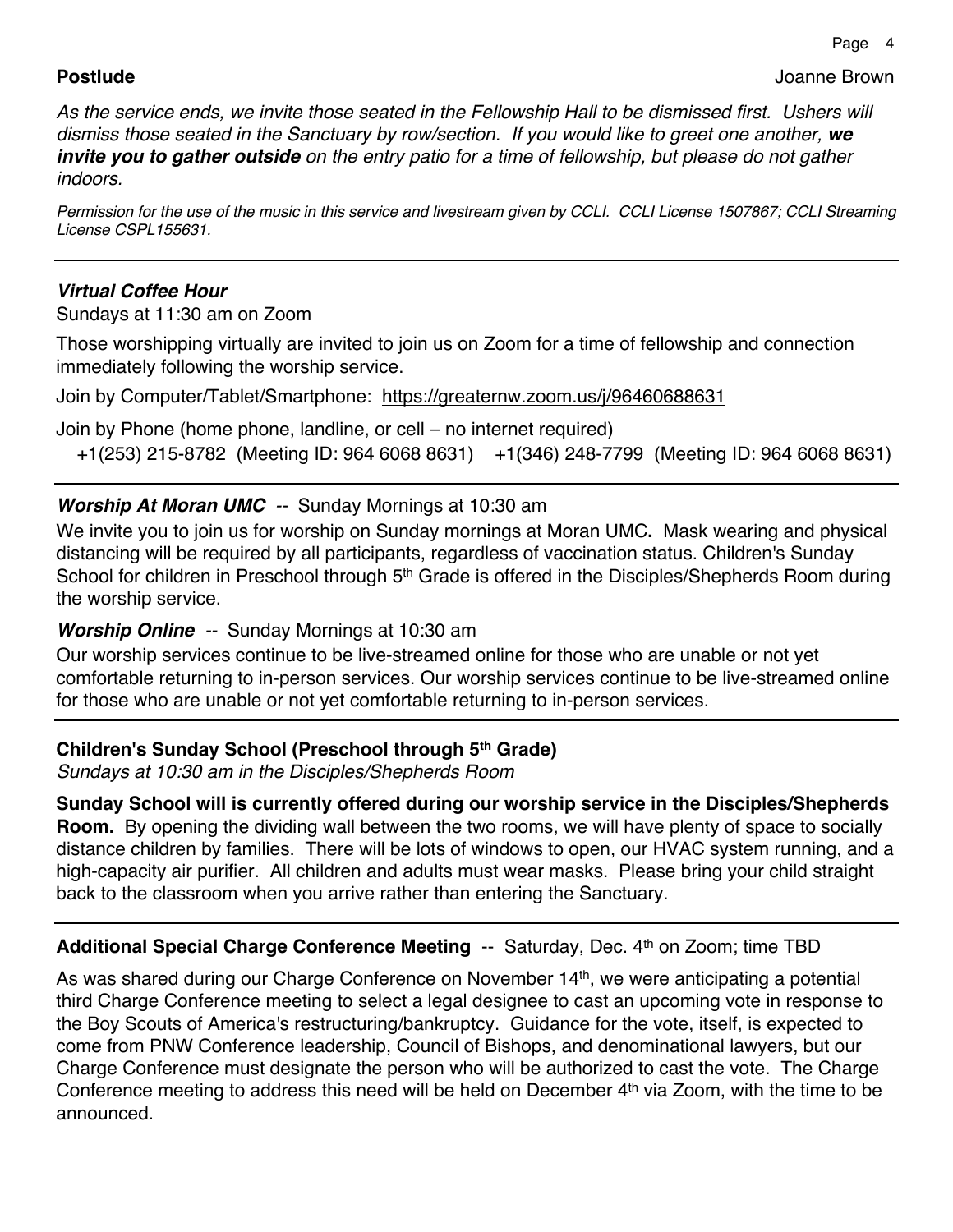**Postlude** Joanne Brown

*As the service ends, we invite those seated in the Fellowship Hall to be dismissed first. Ushers will dismiss those seated in the Sanctuary by row/section. If you would like to greet one another, **we invite you to gather outside** on the entry patio for a time of fellowship, but please do not gather indoors.*

*Permission for the use of the music in this service and livestream given by CCLI. CCLI License 1507867; CCLI Streaming License CSPL155631.*

---

***Virtual Coffee Hour***

Sundays at 11:30 am on Zoom

Those worshipping virtually are invited to join us on Zoom for a time of fellowship and connection immediately following the worship service.

Join by Computer/Tablet/Smartphone: https://greaternw.zoom.us/j/96460688631

Join by Phone (home phone, landline, or cell – no internet required)
+1(253) 215-8782 (Meeting ID: 964 6068 8631) +1(346) 248-7799 (Meeting ID: 964 6068 8631)

---

***Worship At Moran UMC*** -- Sunday Mornings at 10:30 am

We invite you to join us for worship on Sunday mornings at Moran UMC**.** Mask wearing and physical distancing will be required by all participants, regardless of vaccination status. Children's Sunday School for children in Preschool through 5th Grade is offered in the Disciples/Shepherds Room during the worship service.

***Worship Online*** -- Sunday Mornings at 10:30 am

Our worship services continue to be live-streamed online for those who are unable or not yet comfortable returning to in-person services. Our worship services continue to be live-streamed online for those who are unable or not yet comfortable returning to in-person services.

---

**Children's Sunday School (Preschool through 5th Grade)**

*Sundays at 10:30 am in the Disciples/Shepherds Room*

**Sunday School will is currently offered during our worship service in the Disciples/Shepherds Room.** By opening the dividing wall between the two rooms, we will have plenty of space to socially distance children by families. There will be lots of windows to open, our HVAC system running, and a high-capacity air purifier. All children and adults must wear masks. Please bring your child straight back to the classroom when you arrive rather than entering the Sanctuary.

---

**Additional Special Charge Conference Meeting** -- Saturday, Dec. 4th on Zoom; time TBD

As was shared during our Charge Conference on November 14th, we were anticipating a potential third Charge Conference meeting to select a legal designee to cast an upcoming vote in response to the Boy Scouts of America's restructuring/bankruptcy. Guidance for the vote, itself, is expected to come from PNW Conference leadership, Council of Bishops, and denominational lawyers, but our Charge Conference must designate the person who will be authorized to cast the vote. The Charge Conference meeting to address this need will be held on December 4th via Zoom, with the time to be announced.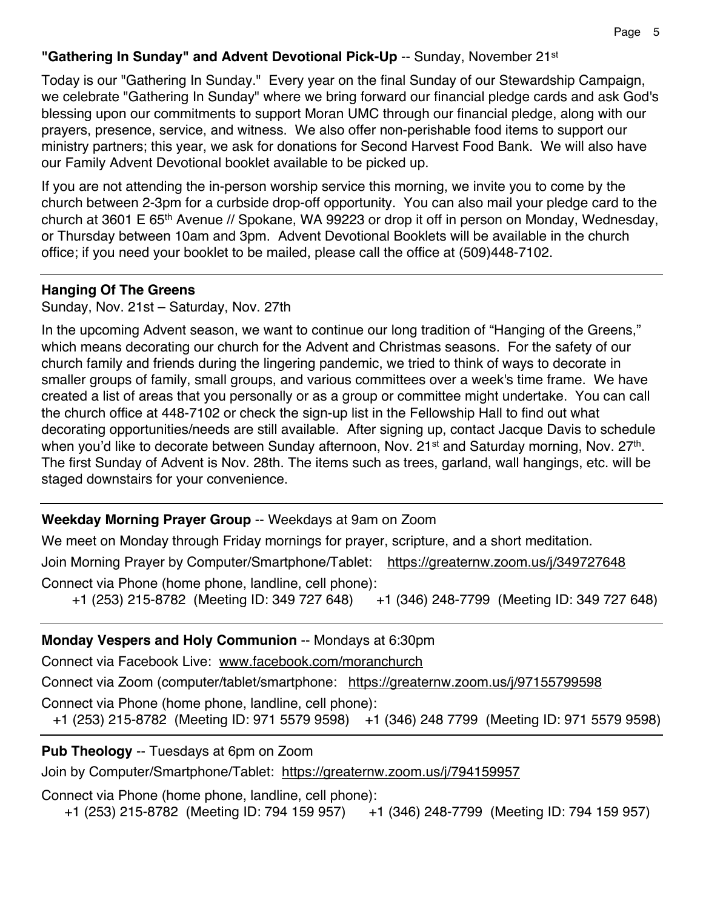**"Gathering In Sunday" and Advent Devotional Pick-Up** -- Sunday, November 21st

Today is our "Gathering In Sunday." Every year on the final Sunday of our Stewardship Campaign, we celebrate "Gathering In Sunday" where we bring forward our financial pledge cards and ask God's blessing upon our commitments to support Moran UMC through our financial pledge, along with our prayers, presence, service, and witness. We also offer non-perishable food items to support our ministry partners; this year, we ask for donations for Second Harvest Food Bank. We will also have our Family Advent Devotional booklet available to be picked up.

If you are not attending the in-person worship service this morning, we invite you to come by the church between 2-3pm for a curbside drop-off opportunity. You can also mail your pledge card to the church at 3601 E 65th Avenue // Spokane, WA 99223 or drop it off in person on Monday, Wednesday, or Thursday between 10am and 3pm. Advent Devotional Booklets will be available in the church office; if you need your booklet to be mailed, please call the office at (509)448-7102.

---

**Hanging Of The Greens**

Sunday, Nov. 21st – Saturday, Nov. 27th

In the upcoming Advent season, we want to continue our long tradition of "Hanging of the Greens," which means decorating our church for the Advent and Christmas seasons. For the safety of our church family and friends during the lingering pandemic, we tried to think of ways to decorate in smaller groups of family, small groups, and various committees over a week's time frame. We have created a list of areas that you personally or as a group or committee might undertake. You can call the church office at 448-7102 or check the sign-up list in the Fellowship Hall to find out what decorating opportunities/needs are still available. After signing up, contact Jacque Davis to schedule when you'd like to decorate between Sunday afternoon, Nov. 21st and Saturday morning, Nov. 27th. The first Sunday of Advent is Nov. 28th. The items such as trees, garland, wall hangings, etc. will be staged downstairs for your convenience.

---

**Weekday Morning Prayer Group** -- Weekdays at 9am on Zoom

We meet on Monday through Friday mornings for prayer, scripture, and a short meditation.

Join Morning Prayer by Computer/Smartphone/Tablet: https://greaternw.zoom.us/j/349727648

Connect via Phone (home phone, landline, cell phone):
+1 (253) 215-8782 (Meeting ID: 349 727 648) +1 (346) 248-7799 (Meeting ID: 349 727 648)

---

**Monday Vespers and Holy Communion** -- Mondays at 6:30pm

Connect via Facebook Live: www.facebook.com/moranchurch

Connect via Zoom (computer/tablet/smartphone: https://greaternw.zoom.us/j/97155799598

Connect via Phone (home phone, landline, cell phone):
+1 (253) 215-8782 (Meeting ID: 971 5579 9598) +1 (346) 248 7799 (Meeting ID: 971 5579 9598)

---

**Pub Theology** -- Tuesdays at 6pm on Zoom

Join by Computer/Smartphone/Tablet: https://greaternw.zoom.us/j/794159957

Connect via Phone (home phone, landline, cell phone):
+1 (253) 215-8782 (Meeting ID: 794 159 957) +1 (346) 248-7799 (Meeting ID: 794 159 957)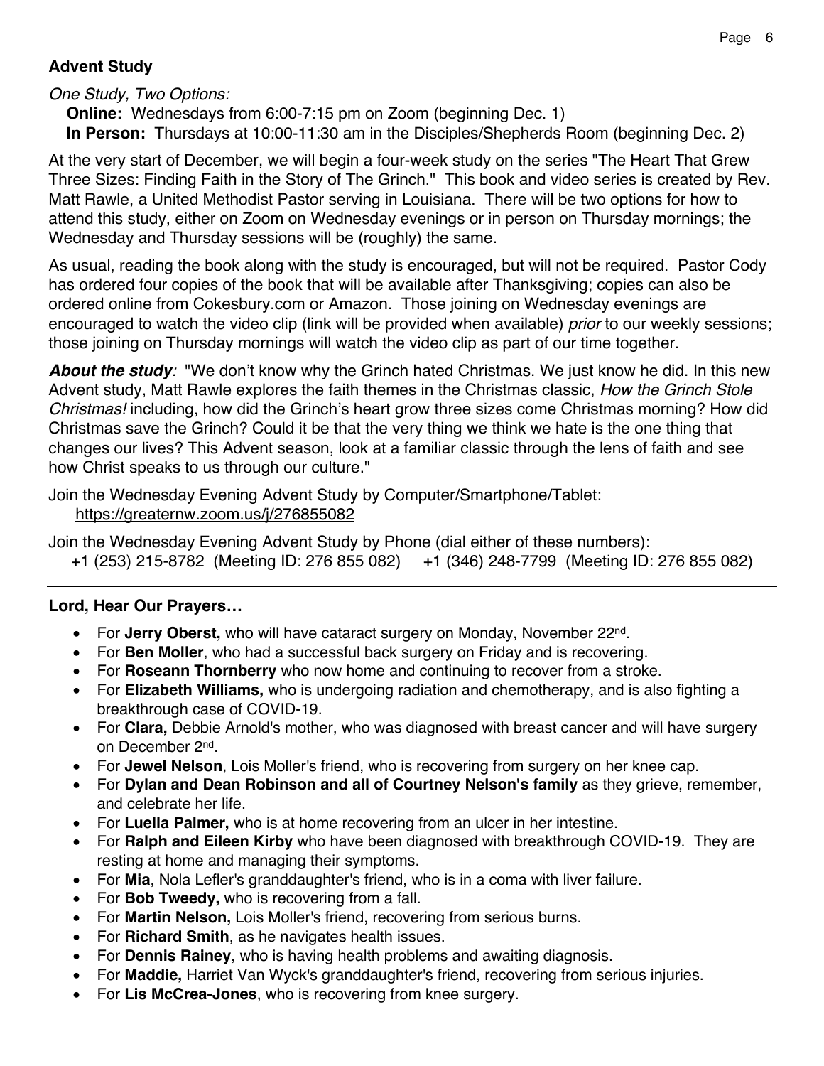## Advent Study

*One Study, Two Options:*

**Online:** Wednesdays from 6:00-7:15 pm on Zoom (beginning Dec. 1)
**In Person:** Thursdays at 10:00-11:30 am in the Disciples/Shepherds Room (beginning Dec. 2)

At the very start of December, we will begin a four-week study on the series "The Heart That Grew Three Sizes: Finding Faith in the Story of The Grinch." This book and video series is created by Rev. Matt Rawle, a United Methodist Pastor serving in Louisiana. There will be two options for how to attend this study, either on Zoom on Wednesday evenings or in person on Thursday mornings; the Wednesday and Thursday sessions will be (roughly) the same.

As usual, reading the book along with the study is encouraged, but will not be required. Pastor Cody has ordered four copies of the book that will be available after Thanksgiving; copies can also be ordered online from Cokesbury.com or Amazon. Those joining on Wednesday evenings are encouraged to watch the video clip (link will be provided when available) *prior* to our weekly sessions; those joining on Thursday mornings will watch the video clip as part of our time together.

***About the study**:* "We don't know why the Grinch hated Christmas. We just know he did. In this new Advent study, Matt Rawle explores the faith themes in the Christmas classic, *How the Grinch Stole Christmas!* including, how did the Grinch's heart grow three sizes come Christmas morning? How did Christmas save the Grinch? Could it be that the very thing we think we hate is the one thing that changes our lives? This Advent season, look at a familiar classic through the lens of faith and see how Christ speaks to us through our culture."

Join the Wednesday Evening Advent Study by Computer/Smartphone/Tablet:
https://greaternw.zoom.us/j/276855082

Join the Wednesday Evening Advent Study by Phone (dial either of these numbers):
+1 (253) 215-8782 (Meeting ID: 276 855 082) +1 (346) 248-7799 (Meeting ID: 276 855 082)

---

## Lord, Hear Our Prayers…

- For **Jerry Oberst,** who will have cataract surgery on Monday, November 22nd.
- For **Ben Moller**, who had a successful back surgery on Friday and is recovering.
- For **Roseann Thornberry** who now home and continuing to recover from a stroke.
- For **Elizabeth Williams,** who is undergoing radiation and chemotherapy, and is also fighting a breakthrough case of COVID-19.
- For **Clara,** Debbie Arnold's mother, who was diagnosed with breast cancer and will have surgery on December 2nd.
- For **Jewel Nelson**, Lois Moller's friend, who is recovering from surgery on her knee cap.
- For **Dylan and Dean Robinson and all of Courtney Nelson's family** as they grieve, remember, and celebrate her life.
- For **Luella Palmer,** who is at home recovering from an ulcer in her intestine.
- For **Ralph and Eileen Kirby** who have been diagnosed with breakthrough COVID-19. They are resting at home and managing their symptoms.
- For **Mia**, Nola Lefler's granddaughter's friend, who is in a coma with liver failure.
- For **Bob Tweedy,** who is recovering from a fall.
- For **Martin Nelson,** Lois Moller's friend, recovering from serious burns.
- For **Richard Smith**, as he navigates health issues.
- For **Dennis Rainey**, who is having health problems and awaiting diagnosis.
- For **Maddie,** Harriet Van Wyck's granddaughter's friend, recovering from serious injuries.
- For **Lis McCrea-Jones**, who is recovering from knee surgery.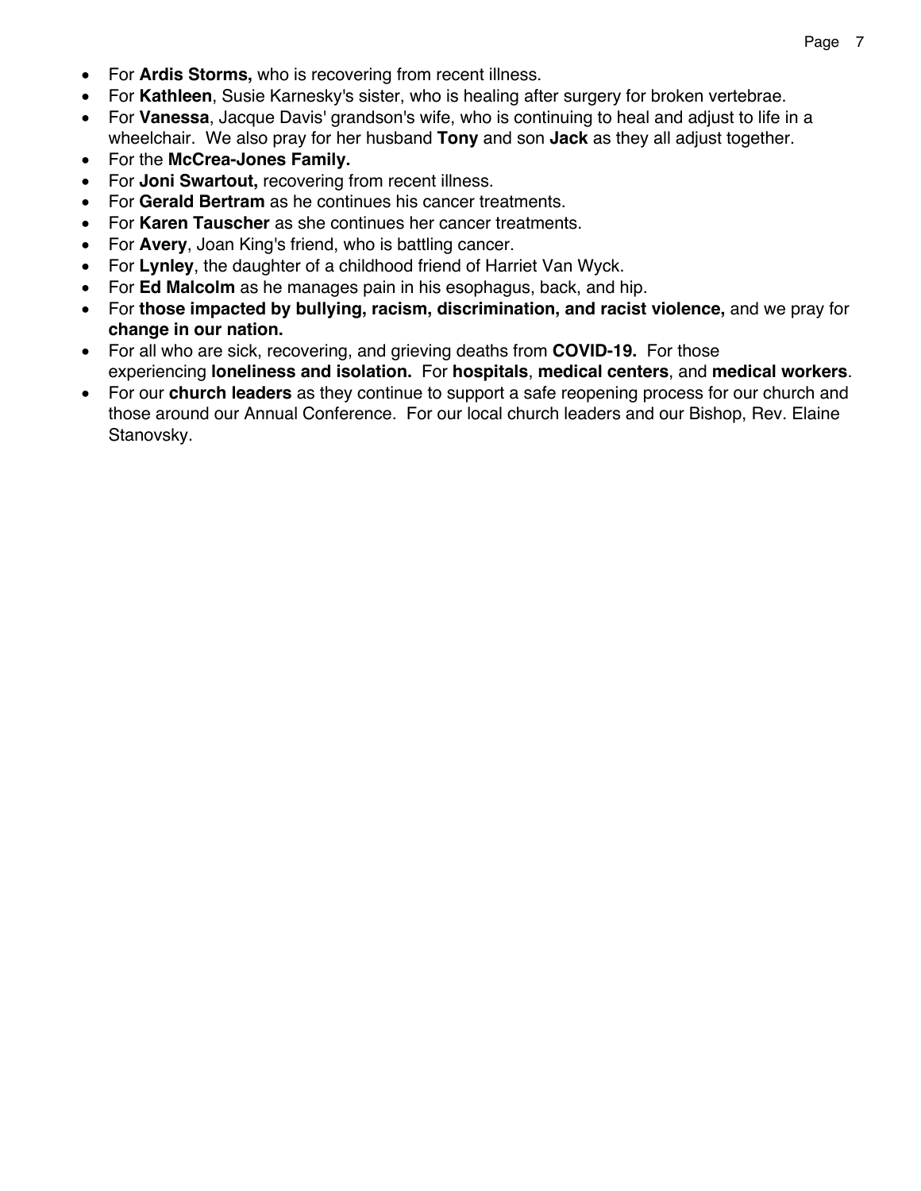- For **Ardis Storms,** who is recovering from recent illness.
- For **Kathleen**, Susie Karnesky's sister, who is healing after surgery for broken vertebrae.
- For **Vanessa**, Jacque Davis' grandson's wife, who is continuing to heal and adjust to life in a wheelchair. We also pray for her husband **Tony** and son **Jack** as they all adjust together.
- For the **McCrea-Jones Family.**
- For **Joni Swartout,** recovering from recent illness.
- For **Gerald Bertram** as he continues his cancer treatments.
- For **Karen Tauscher** as she continues her cancer treatments.
- For **Avery**, Joan King's friend, who is battling cancer.
- For **Lynley**, the daughter of a childhood friend of Harriet Van Wyck.
- For **Ed Malcolm** as he manages pain in his esophagus, back, and hip.
- For **those impacted by bullying, racism, discrimination, and racist violence,** and we pray for **change in our nation.**
- For all who are sick, recovering, and grieving deaths from **COVID-19.** For those experiencing **loneliness and isolation.** For **hospitals**, **medical centers**, and **medical workers**.
- For our **church leaders** as they continue to support a safe reopening process for our church and those around our Annual Conference. For our local church leaders and our Bishop, Rev. Elaine Stanovsky.